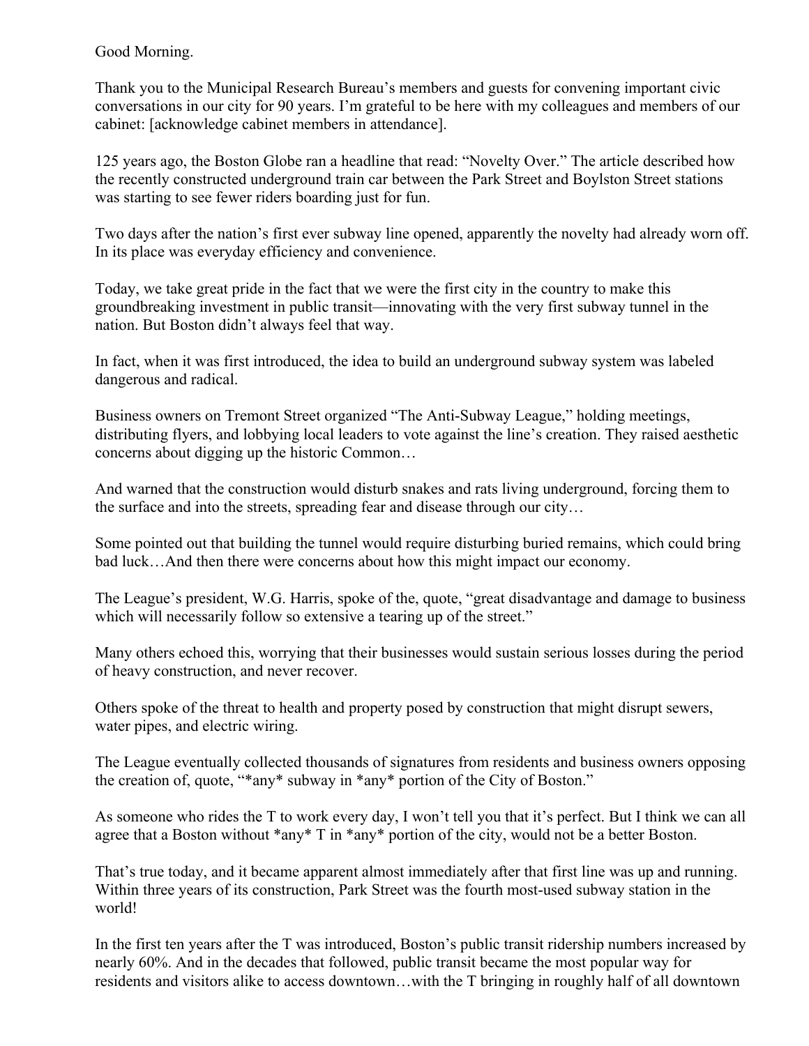Good Morning.

Thank you to the Municipal Research Bureau's members and guests for convening important civic conversations in our city for 90 years. I'm grateful to be here with my colleagues and members of our cabinet: [acknowledge cabinet members in attendance].

125 years ago, the Boston Globe ran a headline that read: "Novelty Over." The article described how the recently constructed underground train car between the Park Street and Boylston Street stations was starting to see fewer riders boarding just for fun.

Two days after the nation's first ever subway line opened, apparently the novelty had already worn off. In its place was everyday efficiency and convenience.

Today, we take great pride in the fact that we were the first city in the country to make this groundbreaking investment in public transit—innovating with the very first subway tunnel in the nation. But Boston didn't always feel that way.

In fact, when it was first introduced, the idea to build an underground subway system was labeled dangerous and radical.

Business owners on Tremont Street organized "The Anti-Subway League," holding meetings, distributing flyers, and lobbying local leaders to vote against the line's creation. They raised aesthetic concerns about digging up the historic Common…

And warned that the construction would disturb snakes and rats living underground, forcing them to the surface and into the streets, spreading fear and disease through our city…

Some pointed out that building the tunnel would require disturbing buried remains, which could bring bad luck…And then there were concerns about how this might impact our economy.

The League's president, W.G. Harris, spoke of the, quote, "great disadvantage and damage to business which will necessarily follow so extensive a tearing up of the street."

Many others echoed this, worrying that their businesses would sustain serious losses during the period of heavy construction, and never recover.

Others spoke of the threat to health and property posed by construction that might disrupt sewers, water pipes, and electric wiring.

The League eventually collected thousands of signatures from residents and business owners opposing the creation of, quote, "*any* subway in *any* portion of the City of Boston."

As someone who rides the T to work every day, I won't tell you that it's perfect. But I think we can all agree that a Boston without *any* T in *any* portion of the city, would not be a better Boston.

That's true today, and it became apparent almost immediately after that first line was up and running. Within three years of its construction, Park Street was the fourth most-used subway station in the world!

In the first ten years after the T was introduced, Boston's public transit ridership numbers increased by nearly 60%. And in the decades that followed, public transit became the most popular way for residents and visitors alike to access downtown…with the T bringing in roughly half of all downtown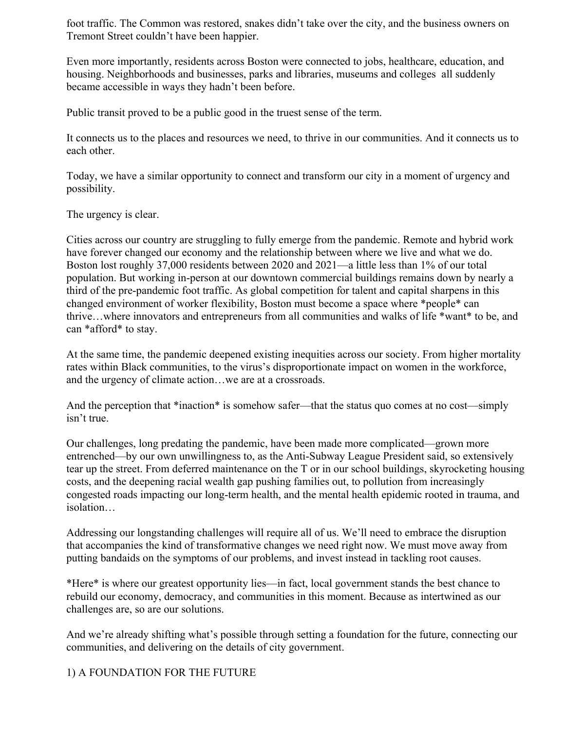foot traffic. The Common was restored, snakes didn't take over the city, and the business owners on Tremont Street couldn't have been happier.

Even more importantly, residents across Boston were connected to jobs, healthcare, education, and housing. Neighborhoods and businesses, parks and libraries, museums and colleges  all suddenly became accessible in ways they hadn't been before.

Public transit proved to be a public good in the truest sense of the term.

It connects us to the places and resources we need, to thrive in our communities. And it connects us to each other.

Today, we have a similar opportunity to connect and transform our city in a moment of urgency and possibility.

The urgency is clear.

Cities across our country are struggling to fully emerge from the pandemic. Remote and hybrid work have forever changed our economy and the relationship between where we live and what we do. Boston lost roughly 37,000 residents between 2020 and 2021—a little less than 1% of our total population. But working in-person at our downtown commercial buildings remains down by nearly a third of the pre-pandemic foot traffic. As global competition for talent and capital sharpens in this changed environment of worker flexibility, Boston must become a space where *people* can thrive…where innovators and entrepreneurs from all communities and walks of life *want* to be, and can *afford* to stay.

At the same time, the pandemic deepened existing inequities across our society. From higher mortality rates within Black communities, to the virus's disproportionate impact on women in the workforce, and the urgency of climate action…we are at a crossroads.

And the perception that *inaction* is somehow safer—that the status quo comes at no cost—simply isn't true.

Our challenges, long predating the pandemic, have been made more complicated—grown more entrenched—by our own unwillingness to, as the Anti-Subway League President said, so extensively tear up the street. From deferred maintenance on the T or in our school buildings, skyrocketing housing costs, and the deepening racial wealth gap pushing families out, to pollution from increasingly congested roads impacting our long-term health, and the mental health epidemic rooted in trauma, and isolation…

Addressing our longstanding challenges will require all of us. We'll need to embrace the disruption that accompanies the kind of transformative changes we need right now. We must move away from putting bandaids on the symptoms of our problems, and invest instead in tackling root causes.

*Here* is where our greatest opportunity lies—in fact, local government stands the best chance to rebuild our economy, democracy, and communities in this moment. Because as intertwined as our challenges are, so are our solutions.

And we're already shifting what's possible through setting a foundation for the future, connecting our communities, and delivering on the details of city government.

## 1) A FOUNDATION FOR THE FUTURE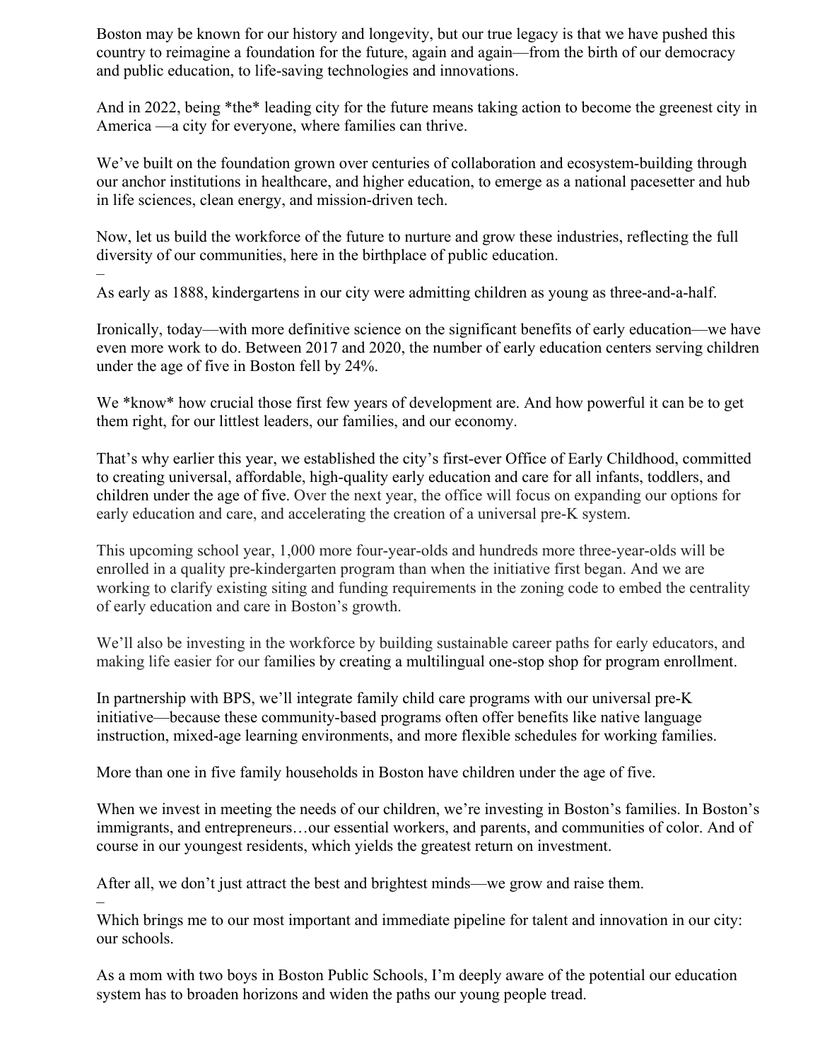Boston may be known for our history and longevity, but our true legacy is that we have pushed this country to reimagine a foundation for the future, again and again—from the birth of our democracy and public education, to life-saving technologies and innovations.

And in 2022, being *the* leading city for the future means taking action to become the greenest city in America —a city for everyone, where families can thrive.

We've built on the foundation grown over centuries of collaboration and ecosystem-building through our anchor institutions in healthcare, and higher education, to emerge as a national pacesetter and hub in life sciences, clean energy, and mission-driven tech.

Now, let us build the workforce of the future to nurture and grow these industries, reflecting the full diversity of our communities, here in the birthplace of public education.

–

As early as 1888, kindergartens in our city were admitting children as young as three-and-a-half.

Ironically, today—with more definitive science on the significant benefits of early education—we have even more work to do. Between 2017 and 2020, the number of early education centers serving children under the age of five in Boston fell by 24%.

We *know* how crucial those first few years of development are. And how powerful it can be to get them right, for our littlest leaders, our families, and our economy.

That's why earlier this year, we established the city's first-ever Office of Early Childhood, committed to creating universal, affordable, high-quality early education and care for all infants, toddlers, and children under the age of five. Over the next year, the office will focus on expanding our options for early education and care, and accelerating the creation of a universal pre-K system.

This upcoming school year, 1,000 more four-year-olds and hundreds more three-year-olds will be enrolled in a quality pre-kindergarten program than when the initiative first began. And we are working to clarify existing siting and funding requirements in the zoning code to embed the centrality of early education and care in Boston's growth.

We'll also be investing in the workforce by building sustainable career paths for early educators, and making life easier for our families by creating a multilingual one-stop shop for program enrollment.

In partnership with BPS, we'll integrate family child care programs with our universal pre-K initiative—because these community-based programs often offer benefits like native language instruction, mixed-age learning environments, and more flexible schedules for working families.

More than one in five family households in Boston have children under the age of five.

When we invest in meeting the needs of our children, we're investing in Boston's families. In Boston's immigrants, and entrepreneurs…our essential workers, and parents, and communities of color. And of course in our youngest residents, which yields the greatest return on investment.

After all, we don't just attract the best and brightest minds—we grow and raise them.

–

Which brings me to our most important and immediate pipeline for talent and innovation in our city: our schools.

As a mom with two boys in Boston Public Schools, I'm deeply aware of the potential our education system has to broaden horizons and widen the paths our young people tread.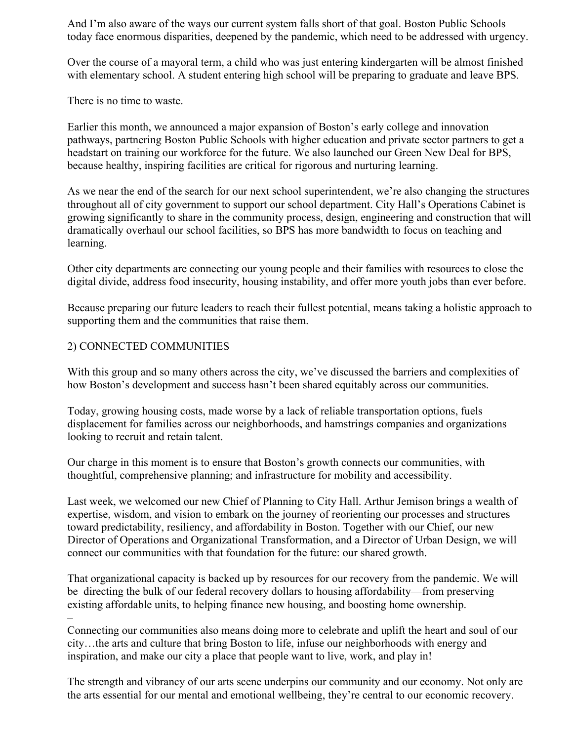And I'm also aware of the ways our current system falls short of that goal. Boston Public Schools today face enormous disparities, deepened by the pandemic, which need to be addressed with urgency.

Over the course of a mayoral term, a child who was just entering kindergarten will be almost finished with elementary school. A student entering high school will be preparing to graduate and leave BPS.

There is no time to waste.

Earlier this month, we announced a major expansion of Boston's early college and innovation pathways, partnering Boston Public Schools with higher education and private sector partners to get a headstart on training our workforce for the future. We also launched our Green New Deal for BPS, because healthy, inspiring facilities are critical for rigorous and nurturing learning.

As we near the end of the search for our next school superintendent, we're also changing the structures throughout all of city government to support our school department. City Hall's Operations Cabinet is growing significantly to share in the community process, design, engineering and construction that will dramatically overhaul our school facilities, so BPS has more bandwidth to focus on teaching and learning.

Other city departments are connecting our young people and their families with resources to close the digital divide, address food insecurity, housing instability, and offer more youth jobs than ever before.

Because preparing our future leaders to reach their fullest potential, means taking a holistic approach to supporting them and the communities that raise them.

2) CONNECTED COMMUNITIES

With this group and so many others across the city, we've discussed the barriers and complexities of how Boston's development and success hasn't been shared equitably across our communities.

Today, growing housing costs, made worse by a lack of reliable transportation options, fuels displacement for families across our neighborhoods, and hamstrings companies and organizations looking to recruit and retain talent.

Our charge in this moment is to ensure that Boston's growth connects our communities, with thoughtful, comprehensive planning; and infrastructure for mobility and accessibility.

Last week, we welcomed our new Chief of Planning to City Hall. Arthur Jemison brings a wealth of expertise, wisdom, and vision to embark on the journey of reorienting our processes and structures toward predictability, resiliency, and affordability in Boston. Together with our Chief, our new Director of Operations and Organizational Transformation, and a Director of Urban Design, we will connect our communities with that foundation for the future: our shared growth.

That organizational capacity is backed up by resources for our recovery from the pandemic. We will be directing the bulk of our federal recovery dollars to housing affordability—from preserving existing affordable units, to helping finance new housing, and boosting home ownership.
–
Connecting our communities also means doing more to celebrate and uplift the heart and soul of our city…the arts and culture that bring Boston to life, infuse our neighborhoods with energy and inspiration, and make our city a place that people want to live, work, and play in!

The strength and vibrancy of our arts scene underpins our community and our economy. Not only are the arts essential for our mental and emotional wellbeing, they're central to our economic recovery.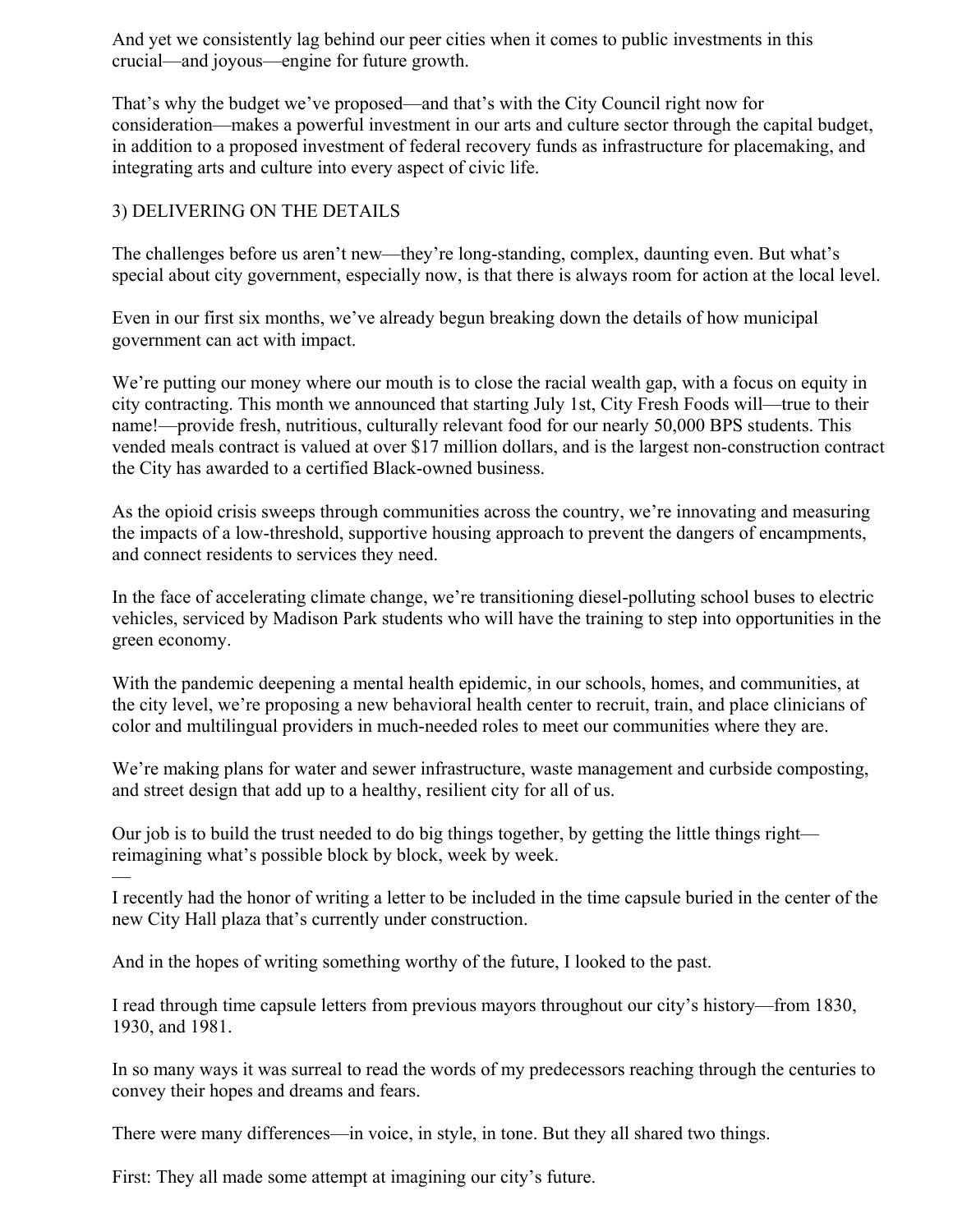And yet we consistently lag behind our peer cities when it comes to public investments in this crucial—and joyous—engine for future growth.

That's why the budget we've proposed—and that's with the City Council right now for consideration—makes a powerful investment in our arts and culture sector through the capital budget, in addition to a proposed investment of federal recovery funds as infrastructure for placemaking, and integrating arts and culture into every aspect of civic life.

## 3) DELIVERING ON THE DETAILS

The challenges before us aren't new—they're long-standing, complex, daunting even. But what's special about city government, especially now, is that there is always room for action at the local level.

Even in our first six months, we've already begun breaking down the details of how municipal government can act with impact.

We're putting our money where our mouth is to close the racial wealth gap, with a focus on equity in city contracting. This month we announced that starting July 1st, City Fresh Foods will—true to their name!—provide fresh, nutritious, culturally relevant food for our nearly 50,000 BPS students. This vended meals contract is valued at over $17 million dollars, and is the largest non-construction contract the City has awarded to a certified Black-owned business.

As the opioid crisis sweeps through communities across the country, we're innovating and measuring the impacts of a low-threshold, supportive housing approach to prevent the dangers of encampments, and connect residents to services they need.

In the face of accelerating climate change, we're transitioning diesel-polluting school buses to electric vehicles, serviced by Madison Park students who will have the training to step into opportunities in the green economy.

With the pandemic deepening a mental health epidemic, in our schools, homes, and communities, at the city level, we're proposing a new behavioral health center to recruit, train, and place clinicians of color and multilingual providers in much-needed roles to meet our communities where they are.

We're making plans for water and sewer infrastructure, waste management and curbside composting, and street design that add up to a healthy, resilient city for all of us.

Our job is to build the trust needed to do big things together, by getting the little things right—reimagining what's possible block by block, week by week.

—

I recently had the honor of writing a letter to be included in the time capsule buried in the center of the new City Hall plaza that's currently under construction.

And in the hopes of writing something worthy of the future, I looked to the past.

I read through time capsule letters from previous mayors throughout our city's history—from 1830, 1930, and 1981.

In so many ways it was surreal to read the words of my predecessors reaching through the centuries to convey their hopes and dreams and fears.

There were many differences—in voice, in style, in tone. But they all shared two things.

First: They all made some attempt at imagining our city's future.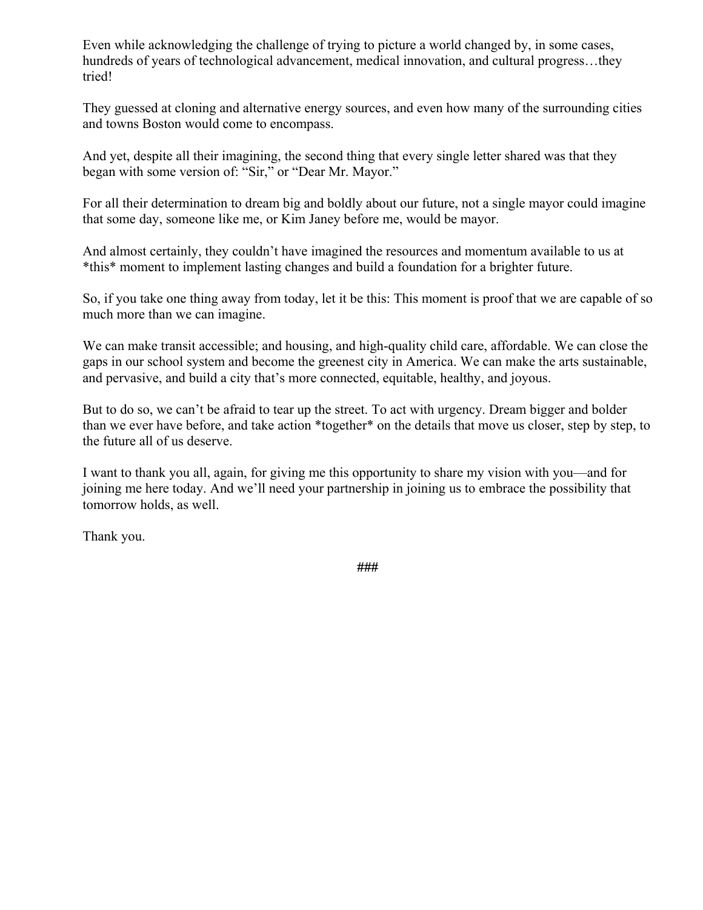Even while acknowledging the challenge of trying to picture a world changed by, in some cases, hundreds of years of technological advancement, medical innovation, and cultural progress…they tried!

They guessed at cloning and alternative energy sources, and even how many of the surrounding cities and towns Boston would come to encompass.

And yet, despite all their imagining, the second thing that every single letter shared was that they began with some version of: "Sir," or "Dear Mr. Mayor."

For all their determination to dream big and boldly about our future, not a single mayor could imagine that some day, someone like me, or Kim Janey before me, would be mayor.

And almost certainly, they couldn't have imagined the resources and momentum available to us at *this* moment to implement lasting changes and build a foundation for a brighter future.

So, if you take one thing away from today, let it be this: This moment is proof that we are capable of so much more than we can imagine.

We can make transit accessible; and housing, and high-quality child care, affordable. We can close the gaps in our school system and become the greenest city in America. We can make the arts sustainable, and pervasive, and build a city that's more connected, equitable, healthy, and joyous.

But to do so, we can't be afraid to tear up the street. To act with urgency. Dream bigger and bolder than we ever have before, and take action *together* on the details that move us closer, step by step, to the future all of us deserve.

I want to thank you all, again, for giving me this opportunity to share my vision with you—and for joining me here today. And we'll need your partnership in joining us to embrace the possibility that tomorrow holds, as well.

Thank you.

###